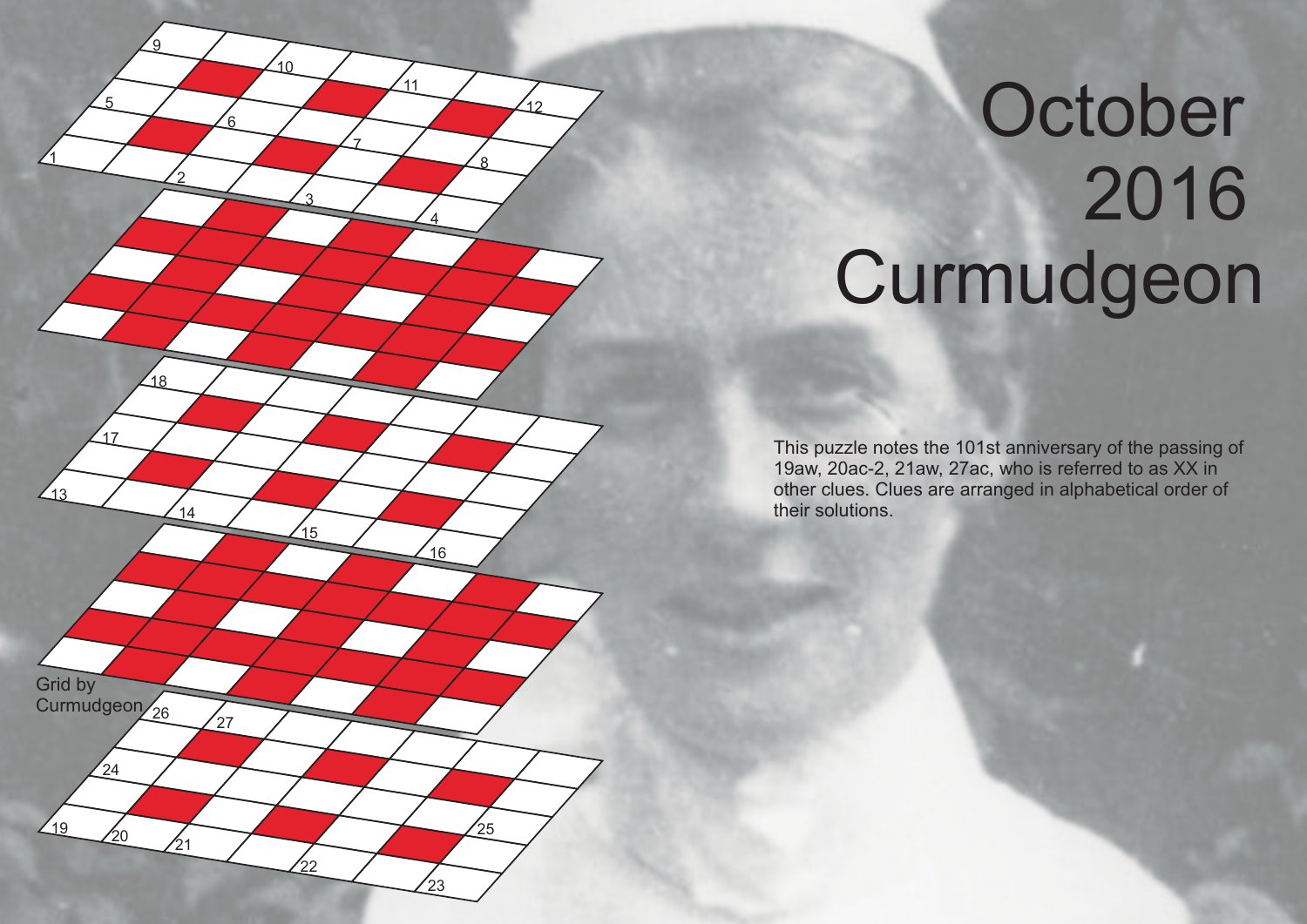# October 2016 Curmudgeon

This puzzle notes the 101st anniversary of the passing of 19aw, 20ac-2, 21aw, 27ac, who is referred to as XX in other clues. Clues are arranged in alphabetical order of their solutions.

Grid by Curmudgeon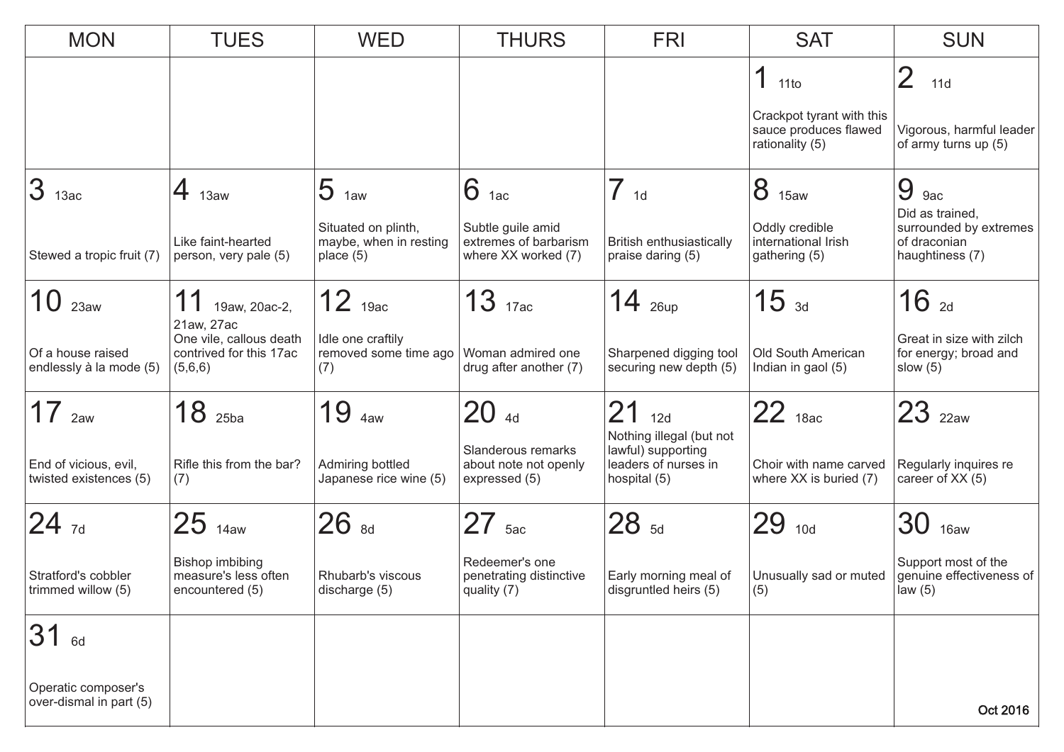| MON | TUES | WED | THURS | FRI | SAT | SUN |
| --- | --- | --- | --- | --- | --- | --- |
| | | | | | 1 11to<br>Crackpot tyrant with this sauce produces flawed rationality (5) | 2 11d<br>Vigorous, harmful leader of army turns up (5) |
| 3 13ac<br>Stewed a tropic fruit (7) | 4 13aw<br>Like faint-hearted person, very pale (5) | 5 1aw<br>Situated on plinth, maybe, when in resting place (5) | 6 1ac<br>Subtle guile amid extremes of barbarism where XX worked (7) | 7 1d<br>British enthusiastically praise daring (5) | 8 15aw<br>Oddly credible international Irish gathering (5) | 9 9ac<br>Did as trained, surrounded by extremes of draconian haughtiness (7) |
| 10 23aw<br>Of a house raised endlessly à la mode (5) | 11 19aw, 20ac-2, 21aw, 27ac<br>One vile, callous death contrived for this 17ac (5,6,6) | 12 19ac<br>Idle one craftily removed some time ago (7) | 13 17ac<br>Woman admired one drug after another (7) | 14 26up<br>Sharpened digging tool securing new depth (5) | 15 3d<br>Old South American Indian in gaol (5) | 16 2d<br>Great in size with zilch for energy; broad and slow (5) |
| 17 2aw<br>End of vicious, evil, twisted existences (5) | 18 25ba<br>Rifle this from the bar? (7) | 19 4aw<br>Admiring bottled Japanese rice wine (5) | 20 4d<br>Slanderous remarks about note not openly expressed (5) | 21 12d<br>Nothing illegal (but not lawful) supporting leaders of nurses in hospital (5) | 22 18ac<br>Choir with name carved where XX is buried (7) | 23 22aw<br>Regularly inquires re career of XX (5) |
| 24 7d<br>Stratford's cobbler trimmed willow (5) | 25 14aw<br>Bishop imbibing measure's less often encountered (5) | 26 8d<br>Rhubarb's viscous discharge (5) | 27 5ac<br>Redeemer's one penetrating distinctive quality (7) | 28 5d<br>Early morning meal of disgruntled heirs (5) | 29 10d<br>Unusually sad or muted (5) | 30 16aw<br>Support most of the genuine effectiveness of law (5) |
| 31 6d<br>Operatic composer's over-dismal in part (5) | | | | | | Oct 2016 |